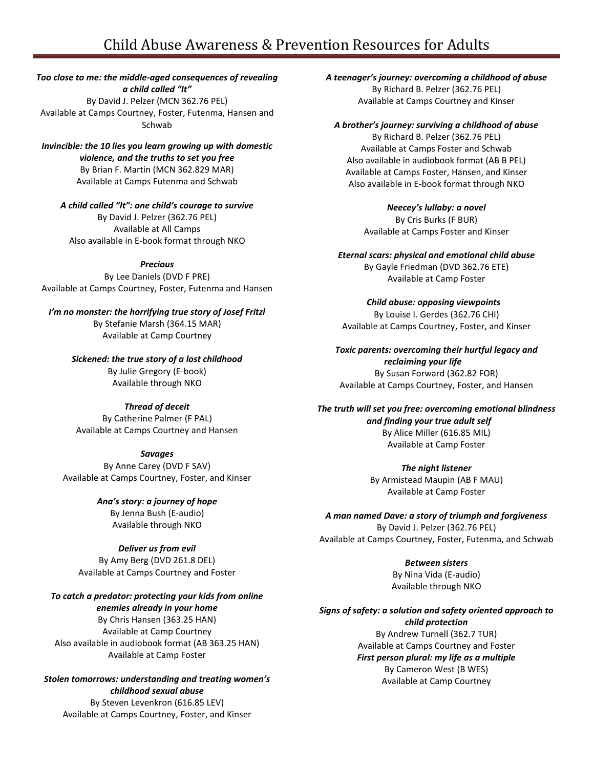# Child Abuse Awareness & Prevention Resources for Adults

***Too close to me: the middle-aged consequences of revealing a child called "It"***
By David J. Pelzer (MCN 362.76 PEL)
Available at Camps Courtney, Foster, Futenma, Hansen and Schwab

***Invincible: the 10 lies you learn growing up with domestic violence, and the truths to set you free***
By Brian F. Martin (MCN 362.829 MAR)
Available at Camps Futenma and Schwab

***A child called "It": one child's courage to survive***
By David J. Pelzer (362.76 PEL)
Available at All Camps
Also available in E-book format through NKO

***Precious***
By Lee Daniels (DVD F PRE)
Available at Camps Courtney, Foster, Futenma and Hansen

***I'm no monster: the horrifying true story of Josef Fritzl***
By Stefanie Marsh (364.15 MAR)
Available at Camp Courtney

***Sickened: the true story of a lost childhood***
By Julie Gregory (E-book)
Available through NKO

***Thread of deceit***
By Catherine Palmer (F PAL)
Available at Camps Courtney and Hansen

***Savages***
By Anne Carey (DVD F SAV)
Available at Camps Courtney, Foster, and Kinser

***Ana's story: a journey of hope***
By Jenna Bush (E-audio)
Available through NKO

***Deliver us from evil***
By Amy Berg (DVD 261.8 DEL)
Available at Camps Courtney and Foster

***To catch a predator: protecting your kids from online enemies already in your home***
By Chris Hansen (363.25 HAN)
Available at Camp Courtney
Also available in audiobook format (AB 363.25 HAN)
Available at Camp Foster

***Stolen tomorrows: understanding and treating women's childhood sexual abuse***
By Steven Levenkron (616.85 LEV)
Available at Camps Courtney, Foster, and Kinser

***A teenager's journey: overcoming a childhood of abuse***
By Richard B. Pelzer (362.76 PEL)
Available at Camps Courtney and Kinser

***A brother's journey: surviving a childhood of abuse***
By Richard B. Pelzer (362.76 PEL)
Available at Camps Foster and Schwab
Also available in audiobook format (AB B PEL)
Available at Camps Foster, Hansen, and Kinser
Also available in E-book format through NKO

***Neecey's lullaby: a novel***
By Cris Burks (F BUR)
Available at Camps Foster and Kinser

***Eternal scars: physical and emotional child abuse***
By Gayle Friedman (DVD 362.76 ETE)
Available at Camp Foster

***Child abuse: opposing viewpoints***
By Louise I. Gerdes (362.76 CHI)
Available at Camps Courtney, Foster, and Kinser

***Toxic parents: overcoming their hurtful legacy and reclaiming your life***
By Susan Forward (362.82 FOR)
Available at Camps Courtney, Foster, and Hansen

***The truth will set you free: overcoming emotional blindness and finding your true adult self***
By Alice Miller (616.85 MIL)
Available at Camp Foster

***The night listener***
By Armistead Maupin (AB F MAU)
Available at Camp Foster

***A man named Dave: a story of triumph and forgiveness***
By David J. Pelzer (362.76 PEL)
Available at Camps Courtney, Foster, Futenma, and Schwab

***Between sisters***
By Nina Vida (E-audio)
Available through NKO

***Signs of safety: a solution and safety oriented approach to child protection***
By Andrew Turnell (362.7 TUR)
Available at Camps Courtney and Foster

***First person plural: my life as a multiple***
By Cameron West (B WES)
Available at Camp Courtney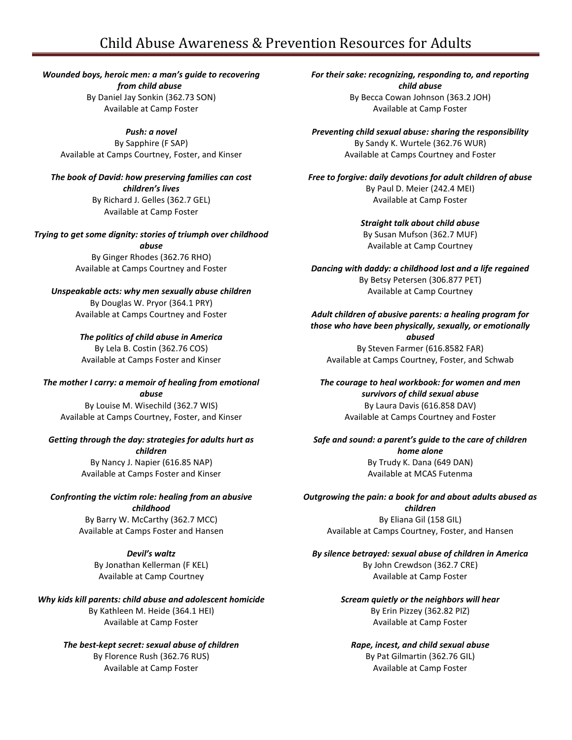# Child Abuse Awareness & Prevention Resources for Adults

***Wounded boys, heroic men: a man's guide to recovering from child abuse***
By Daniel Jay Sonkin (362.73 SON)
Available at Camp Foster

***Push: a novel***
By Sapphire (F SAP)
Available at Camps Courtney, Foster, and Kinser

***The book of David: how preserving families can cost children's lives***
By Richard J. Gelles (362.7 GEL)
Available at Camp Foster

***Trying to get some dignity: stories of triumph over childhood abuse***
By Ginger Rhodes (362.76 RHO)
Available at Camps Courtney and Foster

***Unspeakable acts: why men sexually abuse children***
By Douglas W. Pryor (364.1 PRY)
Available at Camps Courtney and Foster

***The politics of child abuse in America***
By Lela B. Costin (362.76 COS)
Available at Camps Foster and Kinser

***The mother I carry: a memoir of healing from emotional abuse***
By Louise M. Wisechild (362.7 WIS)
Available at Camps Courtney, Foster, and Kinser

***Getting through the day: strategies for adults hurt as children***
By Nancy J. Napier (616.85 NAP)
Available at Camps Foster and Kinser

***Confronting the victim role: healing from an abusive childhood***
By Barry W. McCarthy (362.7 MCC)
Available at Camps Foster and Hansen

***Devil's waltz***
By Jonathan Kellerman (F KEL)
Available at Camp Courtney

***Why kids kill parents: child abuse and adolescent homicide***
By Kathleen M. Heide (364.1 HEI)
Available at Camp Foster

***The best-kept secret: sexual abuse of children***
By Florence Rush (362.76 RUS)
Available at Camp Foster

***For their sake: recognizing, responding to, and reporting child abuse***
By Becca Cowan Johnson (363.2 JOH)
Available at Camp Foster

***Preventing child sexual abuse: sharing the responsibility***
By Sandy K. Wurtele (362.76 WUR)
Available at Camps Courtney and Foster

***Free to forgive: daily devotions for adult children of abuse***
By Paul D. Meier (242.4 MEI)
Available at Camp Foster

***Straight talk about child abuse***
By Susan Mufson (362.7 MUF)
Available at Camp Courtney

***Dancing with daddy: a childhood lost and a life regained***
By Betsy Petersen (306.877 PET)
Available at Camp Courtney

***Adult children of abusive parents: a healing program for those who have been physically, sexually, or emotionally abused***
By Steven Farmer (616.8582 FAR)
Available at Camps Courtney, Foster, and Schwab

***The courage to heal workbook: for women and men survivors of child sexual abuse***
By Laura Davis (616.858 DAV)
Available at Camps Courtney and Foster

***Safe and sound: a parent's guide to the care of children home alone***
By Trudy K. Dana (649 DAN)
Available at MCAS Futenma

***Outgrowing the pain: a book for and about adults abused as children***
By Eliana Gil (158 GIL)
Available at Camps Courtney, Foster, and Hansen

***By silence betrayed: sexual abuse of children in America***
By John Crewdson (362.7 CRE)
Available at Camp Foster

***Scream quietly or the neighbors will hear***
By Erin Pizzey (362.82 PIZ)
Available at Camp Foster

***Rape, incest, and child sexual abuse***
By Pat Gilmartin (362.76 GIL)
Available at Camp Foster